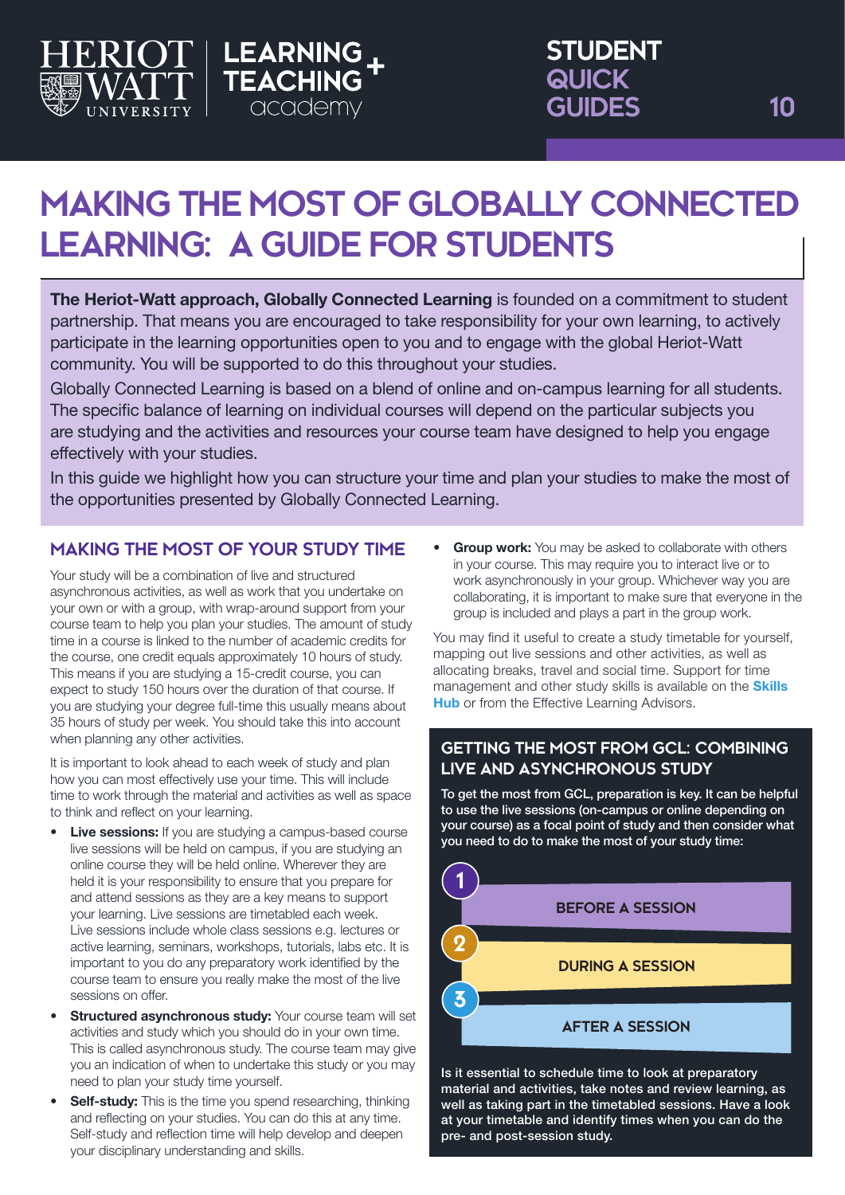HERIOT WATT UNIVERSITY | LEARNING + TEACHING academy

STUDENT QUICK GUIDES 10

# MAKING THE MOST OF GLOBALLY CONNECTED LEARNING: A GUIDE FOR STUDENTS

**The Heriot-Watt approach, Globally Connected Learning** is founded on a commitment to student partnership. That means you are encouraged to take responsibility for your own learning, to actively participate in the learning opportunities open to you and to engage with the global Heriot-Watt community. You will be supported to do this throughout your studies.

Globally Connected Learning is based on a blend of online and on-campus learning for all students. The specific balance of learning on individual courses will depend on the particular subjects you are studying and the activities and resources your course team have designed to help you engage effectively with your studies.

In this guide we highlight how you can structure your time and plan your studies to make the most of the opportunities presented by Globally Connected Learning.

## MAKING THE MOST OF YOUR STUDY TIME

Your study will be a combination of live and structured asynchronous activities, as well as work that you undertake on your own or with a group, with wrap-around support from your course team to help you plan your studies. The amount of study time in a course is linked to the number of academic credits for the course, one credit equals approximately 10 hours of study. This means if you are studying a 15-credit course, you can expect to study 150 hours over the duration of that course. If you are studying your degree full-time this usually means about 35 hours of study per week. You should take this into account when planning any other activities.

It is important to look ahead to each week of study and plan how you can most effectively use your time. This will include time to work through the material and activities as well as space to think and reflect on your learning.

- **Live sessions:** If you are studying a campus-based course live sessions will be held on campus, if you are studying an online course they will be held online. Wherever they are held it is your responsibility to ensure that you prepare for and attend sessions as they are a key means to support your learning. Live sessions are timetabled each week. Live sessions include whole class sessions e.g. lectures or active learning, seminars, workshops, tutorials, labs etc. It is important to you do any preparatory work identified by the course team to ensure you really make the most of the live sessions on offer.
- **Structured asynchronous study:** Your course team will set activities and study which you should do in your own time. This is called asynchronous study. The course team may give you an indication of when to undertake this study or you may need to plan your study time yourself.
- **Self-study:** This is the time you spend researching, thinking and reflecting on your studies. You can do this at any time. Self-study and reflection time will help develop and deepen your disciplinary understanding and skills.
- **Group work:** You may be asked to collaborate with others in your course. This may require you to interact live or to work asynchronously in your group. Whichever way you are collaborating, it is important to make sure that everyone in the group is included and plays a part in the group work.

You may find it useful to create a study timetable for yourself, mapping out live sessions and other activities, as well as allocating breaks, travel and social time. Support for time management and other study skills is available on the **Skills Hub** or from the Effective Learning Advisors.

## GETTING THE MOST FROM GCL: COMBINING LIVE AND ASYNCHRONOUS STUDY

To get the most from GCL, preparation is key. It can be helpful to use the live sessions (on-campus or online depending on your course) as a focal point of study and then consider what you need to do to make the most of your study time:

1. BEFORE A SESSION
2. DURING A SESSION
3. AFTER A SESSION

Is it essential to schedule time to look at preparatory material and activities, take notes and review learning, as well as taking part in the timetabled sessions. Have a look at your timetable and identify times when you can do the pre- and post-session study.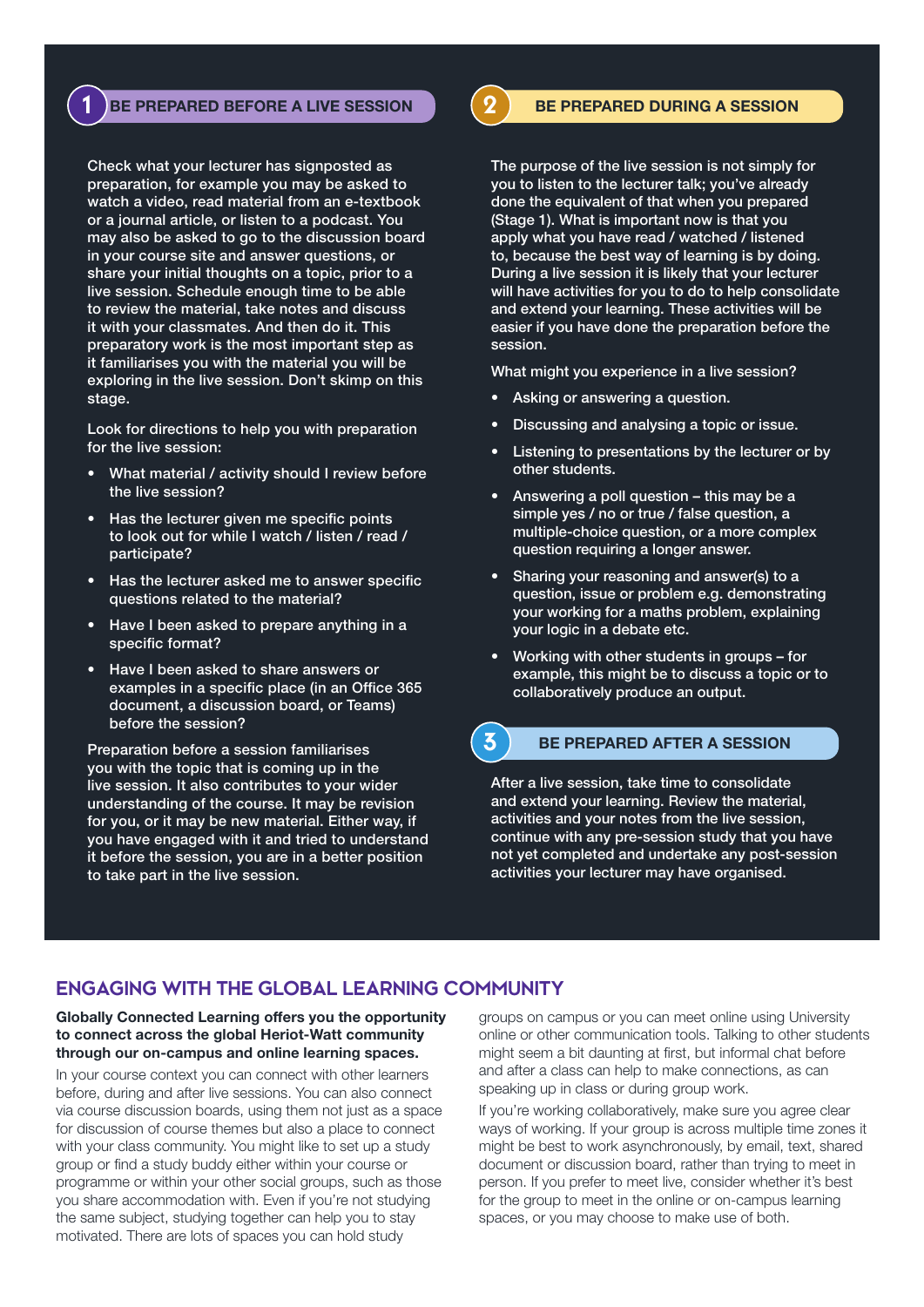## 1 BE PREPARED BEFORE A LIVE SESSION

Check what your lecturer has signposted as preparation, for example you may be asked to watch a video, read material from an e-textbook or a journal article, or listen to a podcast. You may also be asked to go to the discussion board in your course site and answer questions, or share your initial thoughts on a topic, prior to a live session. Schedule enough time to be able to review the material, take notes and discuss it with your classmates. And then do it. This preparatory work is the most important step as it familiarises you with the material you will be exploring in the live session. Don't skimp on this stage.

Look for directions to help you with preparation for the live session:

- What material / activity should I review before the live session?
- Has the lecturer given me specific points to look out for while I watch / listen / read / participate?
- Has the lecturer asked me to answer specific questions related to the material?
- Have I been asked to prepare anything in a specific format?
- Have I been asked to share answers or examples in a specific place (in an Office 365 document, a discussion board, or Teams) before the session?

Preparation before a session familiarises you with the topic that is coming up in the live session. It also contributes to your wider understanding of the course. It may be revision for you, or it may be new material. Either way, if you have engaged with it and tried to understand it before the session, you are in a better position to take part in the live session.

## 2 BE PREPARED DURING A SESSION

The purpose of the live session is not simply for you to listen to the lecturer talk; you've already done the equivalent of that when you prepared (Stage 1). What is important now is that you apply what you have read / watched / listened to, because the best way of learning is by doing. During a live session it is likely that your lecturer will have activities for you to do to help consolidate and extend your learning. These activities will be easier if you have done the preparation before the session.

What might you experience in a live session?

- Asking or answering a question.
- Discussing and analysing a topic or issue.
- Listening to presentations by the lecturer or by other students.
- Answering a poll question – this may be a simple yes / no or true / false question, a multiple-choice question, or a more complex question requiring a longer answer.
- Sharing your reasoning and answer(s) to a question, issue or problem e.g. demonstrating your working for a maths problem, explaining your logic in a debate etc.
- Working with other students in groups – for example, this might be to discuss a topic or to collaboratively produce an output.

## 3 BE PREPARED AFTER A SESSION

After a live session, take time to consolidate and extend your learning. Review the material, activities and your notes from the live session, continue with any pre-session study that you have not yet completed and undertake any post-session activities your lecturer may have organised.

## ENGAGING WITH THE GLOBAL LEARNING COMMUNITY

**Globally Connected Learning offers you the opportunity to connect across the global Heriot-Watt community through our on-campus and online learning spaces.**

In your course context you can connect with other learners before, during and after live sessions. You can also connect via course discussion boards, using them not just as a space for discussion of course themes but also a place to connect with your class community. You might like to set up a study group or find a study buddy either within your course or programme or within your other social groups, such as those you share accommodation with. Even if you're not studying the same subject, studying together can help you to stay motivated. There are lots of spaces you can hold study groups on campus or you can meet online using University online or other communication tools. Talking to other students might seem a bit daunting at first, but informal chat before and after a class can help to make connections, as can speaking up in class or during group work.

If you're working collaboratively, make sure you agree clear ways of working. If your group is across multiple time zones it might be best to work asynchronously, by email, text, shared document or discussion board, rather than trying to meet in person. If you prefer to meet live, consider whether it's best for the group to meet in the online or on-campus learning spaces, or you may choose to make use of both.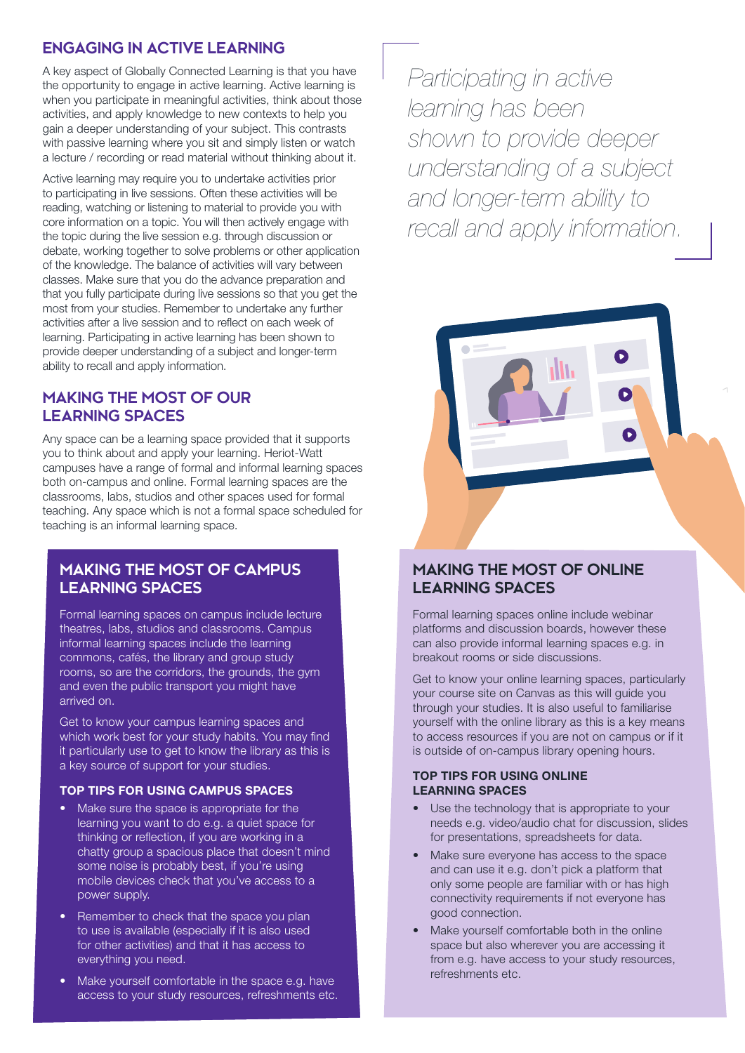## ENGAGING IN ACTIVE LEARNING

A key aspect of Globally Connected Learning is that you have the opportunity to engage in active learning. Active learning is when you participate in meaningful activities, think about those activities, and apply knowledge to new contexts to help you gain a deeper understanding of your subject. This contrasts with passive learning where you sit and simply listen or watch a lecture / recording or read material without thinking about it.

Active learning may require you to undertake activities prior to participating in live sessions. Often these activities will be reading, watching or listening to material to provide you with core information on a topic. You will then actively engage with the topic during the live session e.g. through discussion or debate, working together to solve problems or other application of the knowledge. The balance of activities will vary between classes. Make sure that you do the advance preparation and that you fully participate during live sessions so that you get the most from your studies. Remember to undertake any further activities after a live session and to reflect on each week of learning. Participating in active learning has been shown to provide deeper understanding of a subject and longer-term ability to recall and apply information.

> *Participating in active learning has been shown to provide deeper understanding of a subject and longer-term ability to recall and apply information.*

## MAKING THE MOST OF OUR LEARNING SPACES

Any space can be a learning space provided that it supports you to think about and apply your learning. Heriot-Watt campuses have a range of formal and informal learning spaces both on-campus and online. Formal learning spaces are the classrooms, labs, studios and other spaces used for formal teaching. Any space which is not a formal space scheduled for teaching is an informal learning space.

### MAKING THE MOST OF CAMPUS LEARNING SPACES

Formal learning spaces on campus include lecture theatres, labs, studios and classrooms. Campus informal learning spaces include the learning commons, cafés, the library and group study rooms, so are the corridors, the grounds, the gym and even the public transport you might have arrived on.

Get to know your campus learning spaces and which work best for your study habits. You may find it particularly use to get to know the library as this is a key source of support for your studies.

#### TOP TIPS FOR USING CAMPUS SPACES

- Make sure the space is appropriate for the learning you want to do e.g. a quiet space for thinking or reflection, if you are working in a chatty group a spacious place that doesn't mind some noise is probably best, if you're using mobile devices check that you've access to a power supply.
- Remember to check that the space you plan to use is available (especially if it is also used for other activities) and that it has access to everything you need.
- Make yourself comfortable in the space e.g. have access to your study resources, refreshments etc.

### MAKING THE MOST OF ONLINE LEARNING SPACES

Formal learning spaces online include webinar platforms and discussion boards, however these can also provide informal learning spaces e.g. in breakout rooms or side discussions.

Get to know your online learning spaces, particularly your course site on Canvas as this will guide you through your studies. It is also useful to familiarise yourself with the online library as this is a key means to access resources if you are not on campus or if it is outside of on-campus library opening hours.

#### TOP TIPS FOR USING ONLINE LEARNING SPACES

- Use the technology that is appropriate to your needs e.g. video/audio chat for discussion, slides for presentations, spreadsheets for data.
- Make sure everyone has access to the space and can use it e.g. don't pick a platform that only some people are familiar with or has high connectivity requirements if not everyone has good connection.
- Make yourself comfortable both in the online space but also wherever you are accessing it from e.g. have access to your study resources, refreshments etc.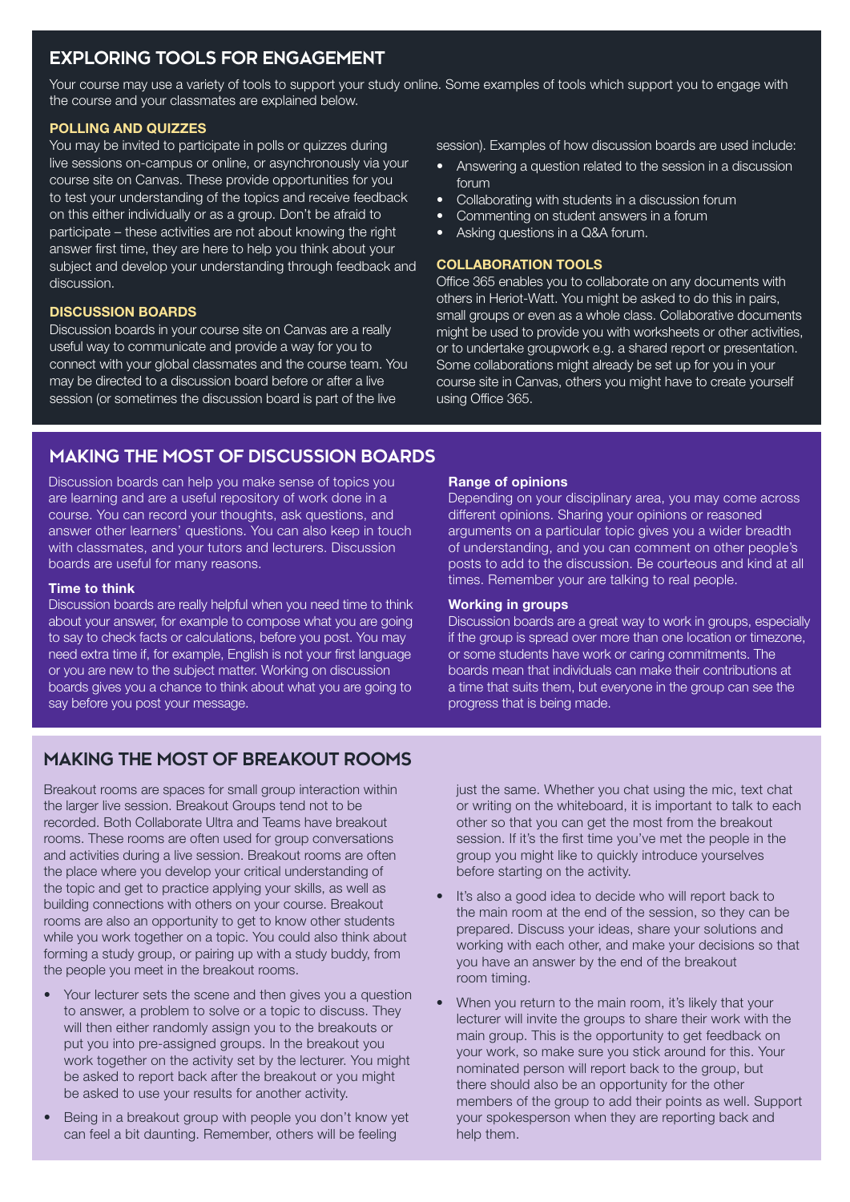## EXPLORING TOOLS FOR ENGAGEMENT

Your course may use a variety of tools to support your study online. Some examples of tools which support you to engage with the course and your classmates are explained below.

### POLLING AND QUIZZES

You may be invited to participate in polls or quizzes during live sessions on-campus or online, or asynchronously via your course site on Canvas. These provide opportunities for you to test your understanding of the topics and receive feedback on this either individually or as a group. Don't be afraid to participate – these activities are not about knowing the right answer first time, they are here to help you think about your subject and develop your understanding through feedback and discussion.

### DISCUSSION BOARDS

Discussion boards in your course site on Canvas are a really useful way to communicate and provide a way for you to connect with your global classmates and the course team. You may be directed to a discussion board before or after a live session (or sometimes the discussion board is part of the live session). Examples of how discussion boards are used include:

- Answering a question related to the session in a discussion forum
- Collaborating with students in a discussion forum
- Commenting on student answers in a forum
- Asking questions in a Q&A forum.

### COLLABORATION TOOLS

Office 365 enables you to collaborate on any documents with others in Heriot-Watt. You might be asked to do this in pairs, small groups or even as a whole class. Collaborative documents might be used to provide you with worksheets or other activities, or to undertake groupwork e.g. a shared report or presentation. Some collaborations might already be set up for you in your course site in Canvas, others you might have to create yourself using Office 365.

## MAKING THE MOST OF DISCUSSION BOARDS

Discussion boards can help you make sense of topics you are learning and are a useful repository of work done in a course. You can record your thoughts, ask questions, and answer other learners' questions. You can also keep in touch with classmates, and your tutors and lecturers. Discussion boards are useful for many reasons.

**Time to think**

Discussion boards are really helpful when you need time to think about your answer, for example to compose what you are going to say to check facts or calculations, before you post. You may need extra time if, for example, English is not your first language or you are new to the subject matter. Working on discussion boards gives you a chance to think about what you are going to say before you post your message.

**Range of opinions**

Depending on your disciplinary area, you may come across different opinions. Sharing your opinions or reasoned arguments on a particular topic gives you a wider breadth of understanding, and you can comment on other people's posts to add to the discussion. Be courteous and kind at all times. Remember your are talking to real people.

**Working in groups**

Discussion boards are a great way to work in groups, especially if the group is spread over more than one location or timezone, or some students have work or caring commitments. The boards mean that individuals can make their contributions at a time that suits them, but everyone in the group can see the progress that is being made.

## MAKING THE MOST OF BREAKOUT ROOMS

Breakout rooms are spaces for small group interaction within the larger live session. Breakout Groups tend not to be recorded. Both Collaborate Ultra and Teams have breakout rooms. These rooms are often used for group conversations and activities during a live session. Breakout rooms are often the place where you develop your critical understanding of the topic and get to practice applying your skills, as well as building connections with others on your course. Breakout rooms are also an opportunity to get to know other students while you work together on a topic. You could also think about forming a study group, or pairing up with a study buddy, from the people you meet in the breakout rooms.

- Your lecturer sets the scene and then gives you a question to answer, a problem to solve or a topic to discuss. They will then either randomly assign you to the breakouts or put you into pre-assigned groups. In the breakout you work together on the activity set by the lecturer. You might be asked to report back after the breakout or you might be asked to use your results for another activity.
- Being in a breakout group with people you don't know yet can feel a bit daunting. Remember, others will be feeling just the same. Whether you chat using the mic, text chat or writing on the whiteboard, it is important to talk to each other so that you can get the most from the breakout session. If it's the first time you've met the people in the group you might like to quickly introduce yourselves before starting on the activity.
- It's also a good idea to decide who will report back to the main room at the end of the session, so they can be prepared. Discuss your ideas, share your solutions and working with each other, and make your decisions so that you have an answer by the end of the breakout room timing.
- When you return to the main room, it's likely that your lecturer will invite the groups to share their work with the main group. This is the opportunity to get feedback on your work, so make sure you stick around for this. Your nominated person will report back to the group, but there should also be an opportunity for the other members of the group to add their points as well. Support your spokesperson when they are reporting back and help them.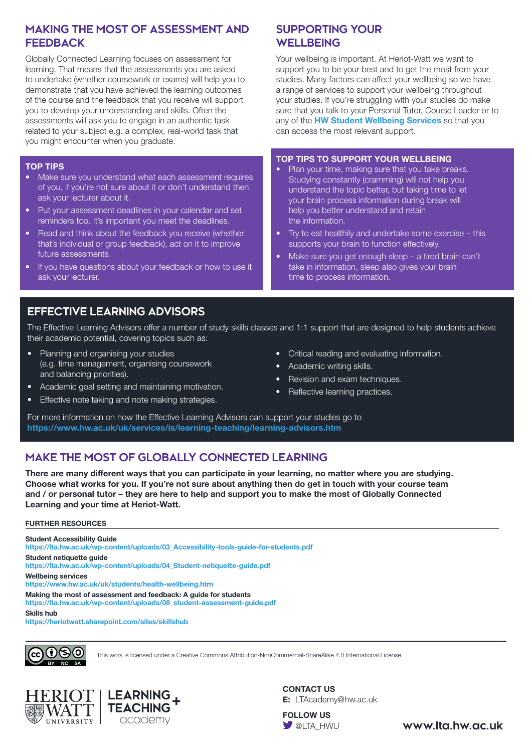## MAKING THE MOST OF ASSESSMENT AND FEEDBACK

Globally Connected Learning focuses on assessment for learning. That means that the assessments you are asked to undertake (whether coursework or exams) will help you to demonstrate that you have achieved the learning outcomes of the course and the feedback that you receive will support you to develop your understanding and skills. Often the assessments will ask you to engage in an authentic task related to your subject e.g. a complex, real-world task that you might encounter when you graduate.

### TOP TIPS

- Make sure you understand what each assessment requires of you, if you're not sure about it or don't understand then ask your lecturer about it.
- Put your assessment deadlines in your calendar and set reminders too. It's important you meet the deadlines.
- Read and think about the feedback you receive (whether that's individual or group feedback), act on it to improve future assessments.
- If you have questions about your feedback or how to use it ask your lecturer.

## SUPPORTING YOUR WELLBEING

Your wellbeing is important. At Heriot-Watt we want to support you to be your best and to get the most from your studies. Many factors can affect your wellbeing so we have a range of services to support your wellbeing throughout your studies. If you're struggling with your studies do make sure that you talk to your Personal Tutor, Course Leader or to any of the **HW Student Wellbeing Services** so that you can access the most relevant support.

### TOP TIPS TO SUPPORT YOUR WELLBEING

- Plan your time, making sure that you take breaks. Studying constantly (cramming) will not help you understand the topic better, but taking time to let your brain process information during break will help you better understand and retain the information.
- Try to eat healthily and undertake some exercise – this supports your brain to function effectively.
- Make sure you get enough sleep – a tired brain can't take in information, sleep also gives your brain time to process information.

## EFFECTIVE LEARNING ADVISORS

The Effective Learning Advisors offer a number of study skills classes and 1:1 support that are designed to help students achieve their academic potential, covering topics such as:

- Planning and organising your studies (e.g. time management, organising coursework and balancing priorities).
- Academic goal setting and maintaining motivation.
- Effective note taking and note making strategies.
- Critical reading and evaluating information.
- Academic writing skills.
- Revision and exam techniques.
- Reflective learning practices.

For more information on how the Effective Learning Advisors can support your studies go to **https://www.hw.ac.uk/uk/services/is/learning-teaching/learning-advisors.htm**

## MAKE THE MOST OF GLOBALLY CONNECTED LEARNING

**There are many different ways that you can participate in your learning, no matter where you are studying. Choose what works for you. If you're not sure about anything then do get in touch with your course team and / or personal tutor – they are here to help and support you to make the most of Globally Connected Learning and your time at Heriot-Watt.**

### FURTHER RESOURCES

**Student Accessibility Guide**
https://lta.hw.ac.uk/wp-content/uploads/03_Accessibility-tools-guide-for-students.pdf

**Student netiquette guide**
https://lta.hw.ac.uk/wp-content/uploads/04_Student-netiquette-guide.pdf

**Wellbeing services**
https://www.hw.ac.uk/uk/students/health-wellbeing.htm

**Making the most of assessment and feedback: A guide for students**
https://lta.hw.ac.uk/wp-content/uploads/08_student-assessment-guide.pdf

**Skills hub**
https://heriotwatt.sharepoint.com/sites/skillshub

This work is licensed under a Creative Commons Attribution-NonCommercial-ShareAlike 4.0 International License

HERIOT WATT UNIVERSITY | LEARNING + TEACHING academy

**CONTACT US**
**E:** LTAcademy@hw.ac.uk

**FOLLOW US**
@LTA_HWU

**www.lta.hw.ac.uk**